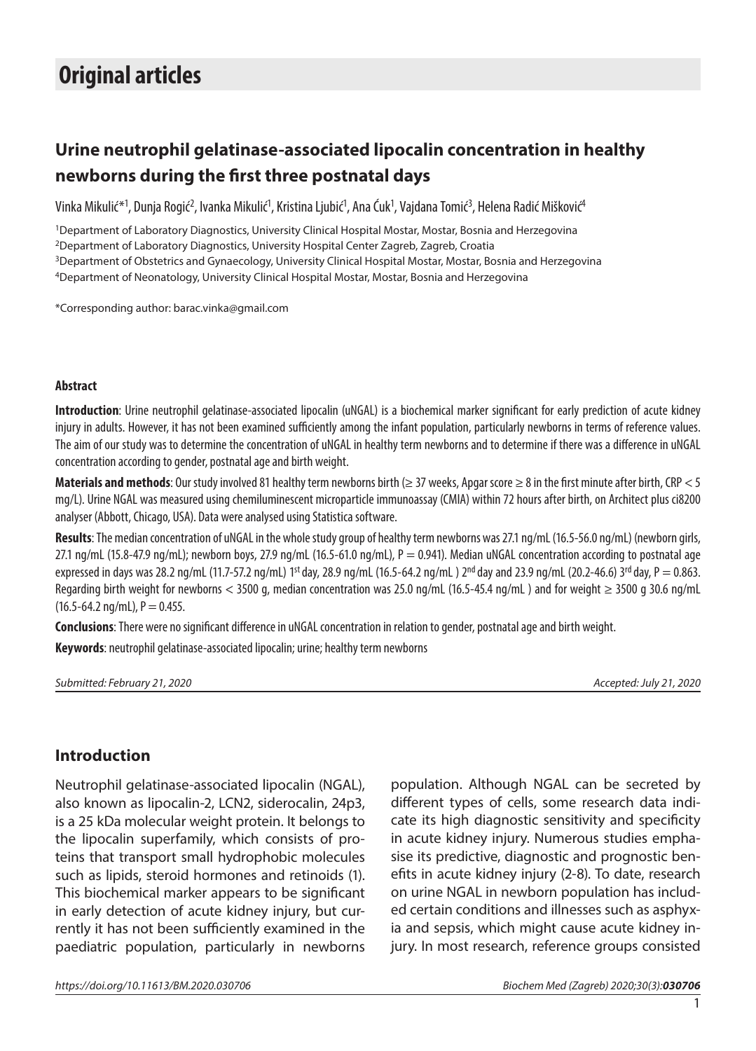# Original articles

## Urine neutrophil gelatinase-associated lipocalin concentration in healthy newborns during the first three postnatal days

Vinka Mikulić*[1], Dunja Rogić[2], Ivanka Mikulić[1], Kristina Ljubić[1], Ana Ćuk[1], Vajdana Tomić[3], Helena Radić Mišković[4]

[1]Department of Laboratory Diagnostics, University Clinical Hospital Mostar, Mostar, Bosnia and Herzegovina

[2]Department of Laboratory Diagnostics, University Hospital Center Zagreb, Zagreb, Croatia

[3]Department of Obstetrics and Gynaecology, University Clinical Hospital Mostar, Mostar, Bosnia and Herzegovina

[4]Department of Neonatology, University Clinical Hospital Mostar, Mostar, Bosnia and Herzegovina

*Corresponding author: barac.vinka@gmail.com

#### Abstract

**Introduction**: Urine neutrophil gelatinase-associated lipocalin (uNGAL) is a biochemical marker significant for early prediction of acute kidney injury in adults. However, it has not been examined sufficiently among the infant population, particularly newborns in terms of reference values. The aim of our study was to determine the concentration of uNGAL in healthy term newborns and to determine if there was a difference in uNGAL concentration according to gender, postnatal age and birth weight.

**Materials and methods**: Our study involved 81 healthy term newborns birth (≥ 37 weeks, Apgar score ≥ 8 in the first minute after birth, CRP < 5 mg/L). Urine NGAL was measured using chemiluminescent microparticle immunoassay (CMIA) within 72 hours after birth, on Architect plus ci8200 analyser (Abbott, Chicago, USA). Data were analysed using Statistica software.

**Results**: The median concentration of uNGAL in the whole study group of healthy term newborns was 27.1 ng/mL (16.5-56.0 ng/mL) (newborn girls, 27.1 ng/mL (15.8-47.9 ng/mL); newborn boys, 27.9 ng/mL (16.5-61.0 ng/mL), P = 0.941). Median uNGAL concentration according to postnatal age expressed in days was 28.2 ng/mL (11.7-57.2 ng/mL) 1st day, 28.9 ng/mL (16.5-64.2 ng/mL ) 2nd day and 23.9 ng/mL (20.2-46.6) 3rd day, P = 0.863. Regarding birth weight for newborns < 3500 g, median concentration was 25.0 ng/mL (16.5-45.4 ng/mL ) and for weight ≥ 3500 g 30.6 ng/mL (16.5-64.2 ng/mL), P = 0.455.

**Conclusions**: There were no significant difference in uNGAL concentration in relation to gender, postnatal age and birth weight.

**Keywords**: neutrophil gelatinase-associated lipocalin; urine; healthy term newborns

*Submitted: February 21, 2020* *Accepted: July 21, 2020*

## Introduction

Neutrophil gelatinase-associated lipocalin (NGAL), also known as lipocalin-2, LCN2, siderocalin, 24p3, is a 25 kDa molecular weight protein. It belongs to the lipocalin superfamily, which consists of proteins that transport small hydrophobic molecules such as lipids, steroid hormones and retinoids (1). This biochemical marker appears to be significant in early detection of acute kidney injury, but currently it has not been sufficiently examined in the paediatric population, particularly in newborns population. Although NGAL can be secreted by different types of cells, some research data indicate its high diagnostic sensitivity and specificity in acute kidney injury. Numerous studies emphasise its predictive, diagnostic and prognostic benefits in acute kidney injury (2-8). To date, research on urine NGAL in newborn population has included certain conditions and illnesses such as asphyxia and sepsis, which might cause acute kidney injury. In most research, reference groups consisted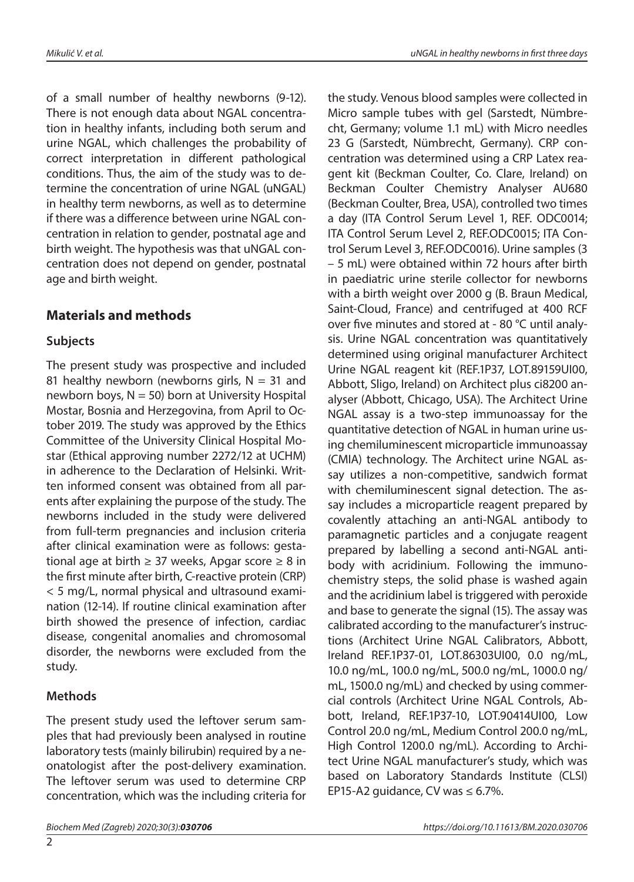of a small number of healthy newborns (9-12). There is not enough data about NGAL concentration in healthy infants, including both serum and urine NGAL, which challenges the probability of correct interpretation in different pathological conditions. Thus, the aim of the study was to determine the concentration of urine NGAL (uNGAL) in healthy term newborns, as well as to determine if there was a difference between urine NGAL concentration in relation to gender, postnatal age and birth weight. The hypothesis was that uNGAL concentration does not depend on gender, postnatal age and birth weight.

## Materials and methods

### Subjects

The present study was prospective and included 81 healthy newborn (newborns girls, N = 31 and newborn boys, N = 50) born at University Hospital Mostar, Bosnia and Herzegovina, from April to October 2019. The study was approved by the Ethics Committee of the University Clinical Hospital Mostar (Ethical approving number 2272/12 at UCHM) in adherence to the Declaration of Helsinki. Written informed consent was obtained from all parents after explaining the purpose of the study. The newborns included in the study were delivered from full-term pregnancies and inclusion criteria after clinical examination were as follows: gestational age at birth ≥ 37 weeks, Apgar score ≥ 8 in the first minute after birth, C-reactive protein (CRP) < 5 mg/L, normal physical and ultrasound examination (12-14). If routine clinical examination after birth showed the presence of infection, cardiac disease, congenital anomalies and chromosomal disorder, the newborns were excluded from the study.

### Methods

The present study used the leftover serum samples that had previously been analysed in routine laboratory tests (mainly bilirubin) required by a neonatologist after the post-delivery examination. The leftover serum was used to determine CRP concentration, which was the including criteria for the study. Venous blood samples were collected in Micro sample tubes with gel (Sarstedt, Nümbrecht, Germany; volume 1.1 mL) with Micro needles 23 G (Sarstedt, Nümbrecht, Germany). CRP concentration was determined using a CRP Latex reagent kit (Beckman Coulter, Co. Clare, Ireland) on Beckman Coulter Chemistry Analyser AU680 (Beckman Coulter, Brea, USA), controlled two times a day (ITA Control Serum Level 1, REF. ODC0014; ITA Control Serum Level 2, REF.ODC0015; ITA Control Serum Level 3, REF.ODC0016). Urine samples (3 – 5 mL) were obtained within 72 hours after birth in paediatric urine sterile collector for newborns with a birth weight over 2000 g (B. Braun Medical, Saint-Cloud, France) and centrifuged at 400 RCF over five minutes and stored at - 80 °C until analysis. Urine NGAL concentration was quantitatively determined using original manufacturer Architect Urine NGAL reagent kit (REF.1P37, LOT.89159UI00, Abbott, Sligo, Ireland) on Architect plus ci8200 analyser (Abbott, Chicago, USA). The Architect Urine NGAL assay is a two-step immunoassay for the quantitative detection of NGAL in human urine using chemiluminescent microparticle immunoassay (CMIA) technology. The Architect urine NGAL assay utilizes a non-competitive, sandwich format with chemiluminescent signal detection. The assay includes a microparticle reagent prepared by covalently attaching an anti-NGAL antibody to paramagnetic particles and a conjugate reagent prepared by labelling a second anti-NGAL antibody with acridinium. Following the immunochemistry steps, the solid phase is washed again and the acridinium label is triggered with peroxide and base to generate the signal (15). The assay was calibrated according to the manufacturer's instructions (Architect Urine NGAL Calibrators, Abbott, Ireland REF.1P37-01, LOT.86303UI00, 0.0 ng/mL, 10.0 ng/mL, 100.0 ng/mL, 500.0 ng/mL, 1000.0 ng/mL, 1500.0 ng/mL) and checked by using commercial controls (Architect Urine NGAL Controls, Abbott, Ireland, REF.1P37-10, LOT.90414UI00, Low Control 20.0 ng/mL, Medium Control 200.0 ng/mL, High Control 1200.0 ng/mL). According to Architect Urine NGAL manufacturer's study, which was based on Laboratory Standards Institute (CLSI) EP15-A2 guidance, CV was ≤ 6.7%.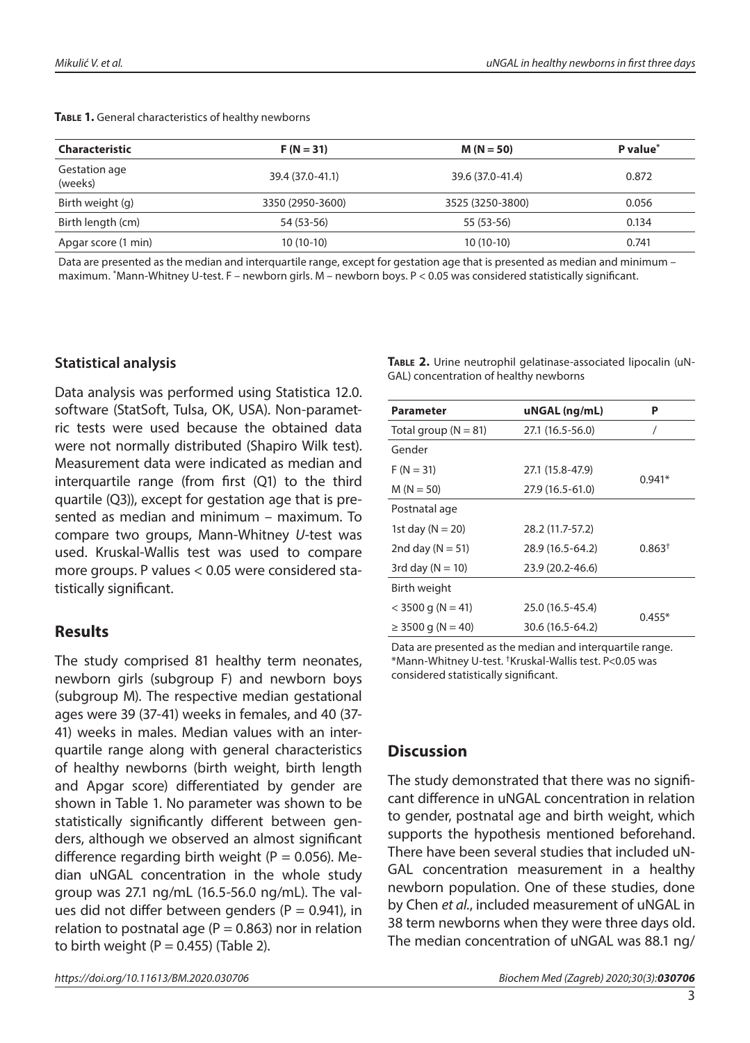**Table 1.** General characteristics of healthy newborns

| Characteristic | F (N = 31) | M (N = 50) | P value* |
|---|---|---|---|
| Gestation age (weeks) | 39.4 (37.0-41.1) | 39.6 (37.0-41.4) | 0.872 |
| Birth weight (g) | 3350 (2950-3600) | 3525 (3250-3800) | 0.056 |
| Birth length (cm) | 54 (53-56) | 55 (53-56) | 0.134 |
| Apgar score (1 min) | 10 (10-10) | 10 (10-10) | 0.741 |

Data are presented as the median and interquartile range, except for gestation age that is presented as median and minimum – maximum. *Mann-Whitney U-test. F – newborn girls. M – newborn boys. P < 0.05 was considered statistically significant.

## Statistical analysis

Data analysis was performed using Statistica 12.0. software (StatSoft, Tulsa, OK, USA). Non-parametric tests were used because the obtained data were not normally distributed (Shapiro Wilk test). Measurement data were indicated as median and interquartile range (from first (Q1) to the third quartile (Q3)), except for gestation age that is presented as median and minimum – maximum. To compare two groups, Mann-Whitney *U*-test was used. Kruskal-Wallis test was used to compare more groups. P values < 0.05 were considered statistically significant.

## Results

The study comprised 81 healthy term neonates, newborn girls (subgroup F) and newborn boys (subgroup M). The respective median gestational ages were 39 (37-41) weeks in females, and 40 (37-41) weeks in males. Median values with an interquartile range along with general characteristics of healthy newborns (birth weight, birth length and Apgar score) differentiated by gender are shown in Table 1. No parameter was shown to be statistically significantly different between genders, although we observed an almost significant difference regarding birth weight (P = 0.056). Median uNGAL concentration in the whole study group was 27.1 ng/mL (16.5-56.0 ng/mL). The values did not differ between genders (P = 0.941), in relation to postnatal age (P = 0.863) nor in relation to birth weight (P = 0.455) (Table 2).

**Table 2.** Urine neutrophil gelatinase-associated lipocalin (uNGAL) concentration of healthy newborns

| Parameter | uNGAL (ng/mL) | P |
|---|---|---|
| Total group (N = 81) | 27.1 (16.5-56.0) | / |
| Gender | | |
| F (N = 31) | 27.1 (15.8-47.9) | 0.941* |
| M (N = 50) | 27.9 (16.5-61.0) | |
| Postnatal age | | |
| 1st day (N = 20) | 28.2 (11.7-57.2) | 0.863† |
| 2nd day (N = 51) | 28.9 (16.5-64.2) | |
| 3rd day (N = 10) | 23.9 (20.2-46.6) | |
| Birth weight | | |
| < 3500 g (N = 41) | 25.0 (16.5-45.4) | 0.455* |
| ≥ 3500 g (N = 40) | 30.6 (16.5-64.2) | |

Data are presented as the median and interquartile range. *Mann-Whitney U-test. †Kruskal-Wallis test. P<0.05 was considered statistically significant.

## Discussion

The study demonstrated that there was no significant difference in uNGAL concentration in relation to gender, postnatal age and birth weight, which supports the hypothesis mentioned beforehand. There have been several studies that included uNGAL concentration measurement in a healthy newborn population. One of these studies, done by Chen *et al*., included measurement of uNGAL in 38 term newborns when they were three days old. The median concentration of uNGAL was 88.1 ng/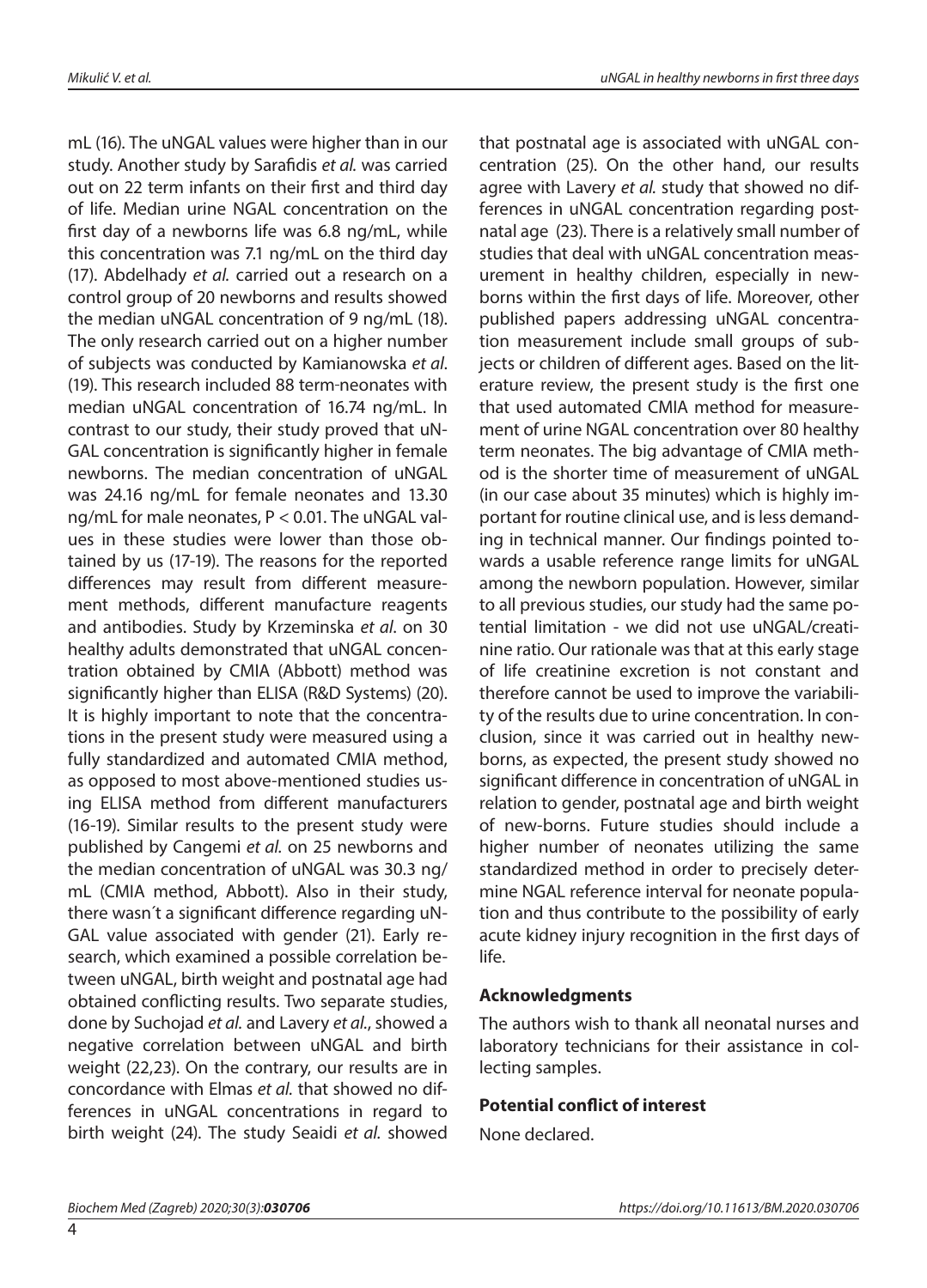mL (16). The uNGAL values were higher than in our study. Another study by Sarafidis *et al.* was carried out on 22 term infants on their first and third day of life. Median urine NGAL concentration on the first day of a newborns life was 6.8 ng/mL, while this concentration was 7.1 ng/mL on the third day (17). Abdelhady *et al.* carried out a research on a control group of 20 newborns and results showed the median uNGAL concentration of 9 ng/mL (18). The only research carried out on a higher number of subjects was conducted by Kamianowska *et al*. (19). This research included 88 term-neonates with median uNGAL concentration of 16.74 ng/mL. In contrast to our study, their study proved that uNGAL concentration is significantly higher in female newborns. The median concentration of uNGAL was 24.16 ng/mL for female neonates and 13.30 ng/mL for male neonates, $P < 0.01$. The uNGAL values in these studies were lower than those obtained by us (17-19). The reasons for the reported differences may result from different measurement methods, different manufacture reagents and antibodies. Study by Krzeminska *et al*. on 30 healthy adults demonstrated that uNGAL concentration obtained by CMIA (Abbott) method was significantly higher than ELISA (R&D Systems) (20). It is highly important to note that the concentrations in the present study were measured using a fully standardized and automated CMIA method, as opposed to most above-mentioned studies using ELISA method from different manufacturers (16-19). Similar results to the present study were published by Cangemi *et al.* on 25 newborns and the median concentration of uNGAL was 30.3 ng/mL (CMIA method, Abbott). Also in their study, there wasn´t a significant difference regarding uNGAL value associated with gender (21). Early research, which examined a possible correlation between uNGAL, birth weight and postnatal age had obtained conflicting results. Two separate studies, done by Suchojad *et al.* and Lavery *et al.*, showed a negative correlation between uNGAL and birth weight (22,23). On the contrary, our results are in concordance with Elmas *et al.* that showed no differences in uNGAL concentrations in regard to birth weight (24). The study Seaidi *et al.* showed that postnatal age is associated with uNGAL concentration (25). On the other hand, our results agree with Lavery *et al.* study that showed no differences in uNGAL concentration regarding postnatal age (23). There is a relatively small number of studies that deal with uNGAL concentration measurement in healthy children, especially in newborns within the first days of life. Moreover, other published papers addressing uNGAL concentration measurement include small groups of subjects or children of different ages. Based on the literature review, the present study is the first one that used automated CMIA method for measurement of urine NGAL concentration over 80 healthy term neonates. The big advantage of CMIA method is the shorter time of measurement of uNGAL (in our case about 35 minutes) which is highly important for routine clinical use, and is less demanding in technical manner. Our findings pointed towards a usable reference range limits for uNGAL among the newborn population. However, similar to all previous studies, our study had the same potential limitation - we did not use uNGAL/creatinine ratio. Our rationale was that at this early stage of life creatinine excretion is not constant and therefore cannot be used to improve the variability of the results due to urine concentration. In conclusion, since it was carried out in healthy newborns, as expected, the present study showed no significant difference in concentration of uNGAL in relation to gender, postnatal age and birth weight of new-borns. Future studies should include a higher number of neonates utilizing the same standardized method in order to precisely determine NGAL reference interval for neonate population and thus contribute to the possibility of early acute kidney injury recognition in the first days of life.

### Acknowledgments

The authors wish to thank all neonatal nurses and laboratory technicians for their assistance in collecting samples.

### Potential conflict of interest

None declared.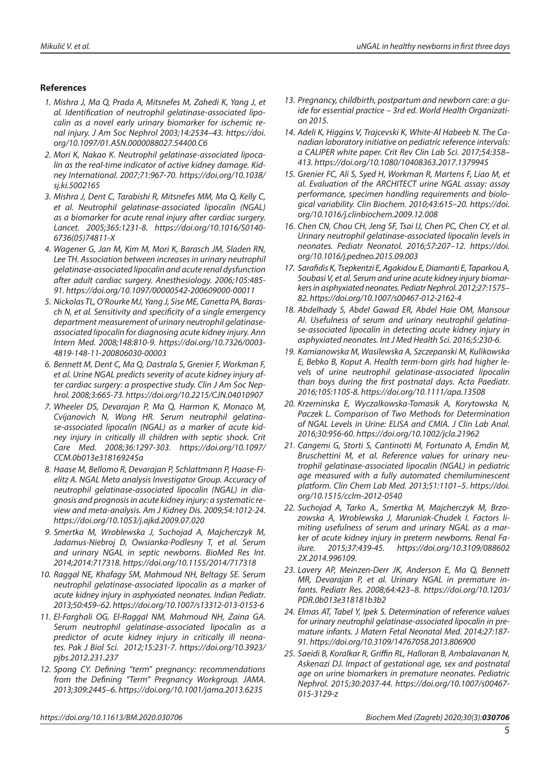## References

1. Mishra J, Ma Q, Prada A, Mitsnefes M, Zahedi K, Yang J, et al. Identification of neutrophil gelatinase-associated lipocalin as a novel early urinary biomarker for ischemic renal injury. J Am Soc Nephrol 2003;14:2534–43. https://doi.org/10.1097/01.ASN.0000088027.54400.C6
2. Mori K, Nakao K. Neutrophil gelatinase-associated lipocalin as the real-time indicator of active kidney damage. Kidney International. 2007;71:967-70. https://doi.org/10.1038/sj.ki.5002165
3. Mishra J, Dent C, Tarabishi R, Mitsnefes MM, Ma Q, Kelly C, et al. Neutrophil gelatinase-associated lipocalin (NGAL) as a biomarker for acute renal injury after cardiac surgery. Lancet. 2005;365:1231-8. https://doi.org/10.1016/S0140-6736(05)74811-X
4. Wagener G, Jan M, Kim M, Mori K, Barasch JM, Sladen RN, Lee TH. Association between increases in urinary neutrophil gelatinase-associated lipocalin and acute renal dysfunction after adult cardiac surgery. Anesthesiology. 2006;105:485-91. https://doi.org/10.1097/00000542-200609000-00011
5. Nickolas TL, O'Rourke MJ, Yang J, Sise ME, Canetta PA, Barasch N, et al. Sensitivity and specificity of a single emergency department measurement of urinary neutrophil gelatinase-associated lipocalin for diagnosing acute kidney injury. Ann Intern Med. 2008;148:810-9. https://doi.org/10.7326/0003-4819-148-11-200806030-00003
6. Bennett M, Dent C, Ma Q, Dastrala S, Grenier F, Workman F, et al. Urine NGAL predicts severity of acute kidney injury after cardiac surgery: a prospective study. Clin J Am Soc Nephrol. 2008;3:665-73. https://doi.org/10.2215/CJN.04010907
7. Wheeler DS, Devarajan P, Ma Q, Harmon K, Monaco M, Cvijanovich N, Wong HR. Serum neutrophil gelatinase-associated lipocalin (NGAL) as a marker of acute kidney injury in critically ill children with septic shock. Crit Care Med. 2008;36:1297-303. https://doi.org/10.1097/CCM.0b013e318169245a
8. Haase M, Bellomo R, Devarajan P, Schlattmann P, Haase-Fielitz A. NGAL Meta analysis Investigator Group. Accuracy of neutrophil gelatinase-associated lipocalin (NGAL) in diagnosis and prognosis in acute kidney injury: a systematic review and meta-analysis. Am J Kidney Dis. 2009;54:1012-24. https://doi.org/10.1053/j.ajkd.2009.07.020
9. Smertka M, Wroblewska J, Suchojad A, Majcherczyk M, Jadamus-Niebroj D, Owsianka-Podlesny T, et al. Serum and urinary NGAL in septic newborns. BioMed Res Int. 2014;2014:717318. https://doi.org/10.1155/2014/717318
10. Raggal NE, Khafagy SM, Mahmoud NH, Beltagy SE. Serum neutrophil gelatinase-associated lipocalin as a marker of acute kidney injury in asphyxiated neonates. Indian Pediatr. 2013;50:459–62. https://doi.org/10.1007/s13312-013-0153-6
11. El-Farghali OG, El-Raggal NM, Mahmoud NH, Zaina GA. Serum neutrophil gelatinase-associated lipocalin as a predictor of acute kidney injury in critically ill neonates. Pak J Biol Sci. 2012;15:231-7. https://doi.org/10.3923/pjbs.2012.231.237
12. Spong CY. Defining "term" pregnancy: recommendations from the Defining "Term" Pregnancy Workgroup. JAMA. 2013;309:2445–6. https://doi.org/10.1001/jama.2013.6235
13. Pregnancy, childbirth, postpartum and newborn care: a guide for essential practice – 3rd ed. World Health Organization 2015.
14. Adeli K, Higgins V, Trajcevski K, White-Al Habeeb N. The Canadian laboratory initiative on pediatric reference intervals: a CALIPER white paper. Crit Rev Clin Lab Sci. 2017;54:358–413. https://doi.org/10.1080/10408363.2017.1379945
15. Grenier FC, Ali S, Syed H, Workman R, Martens F, Liao M, et al. Evaluation of the ARCHITECT urine NGAL assay: assay performance, specimen handling requirements and biological variability. Clin Biochem. 2010;43:615–20. https://doi.org/10.1016/j.clinbiochem.2009.12.008
16. Chen CN, Chou CH, Jeng SF, Tsai IJ, Chen PC, Chen CY, et al. Urinary neutrophil gelatinase-associated lipocalin levels in neonates. Pediatr Neonatol. 2016;57:207–12. https://doi.org/10.1016/j.pedneo.2015.09.003
17. Sarafidis K, Tsepkentzi E, Agakidou E, Diamanti E, Taparkou A, Soubasi V, et al. Serum and urine acute kidney injury biomarkers in asphyxiated neonates. Pediatr Nephrol. 2012;27:1575–82. https://doi.org/10.1007/s00467-012-2162-4
18. Abdelhady S, Abdel Gawad ER, Abdel Haie OM, Mansour AI. Usefulness of serum and urinary neutrophil gelatinase-associated lipocalin in detecting acute kidney injury in asphyxiated neonates. Int J Med Health Sci. 2016;5:230-6.
19. Kamianowska M, Wasilewska A, Szczepanski M, Kulikowska E, Bebko B, Koput A. Health term-born girls had higher levels of urine neutrophil gelatinase-associated lipocalin than boys during the first postnatal days. Acta Paediatr. 2016;105:1105-8. https://doi.org/10.1111/apa.13508
20. Krzeminska E, Wyczalkowska-Tomasik A, Korytowska N, Paczek L. Comparison of Two Methods for Determination of NGAL Levels in Urine: ELISA and CMIA. J Clin Lab Anal. 2016;30:956-60. https://doi.org/10.1002/jcla.21962
21. Cangemi G, Storti S, Cantinotti M, Fortunato A, Emdin M, Bruschettini M, et al. Reference values for urinary neutrophil gelatinase-associated lipocalin (NGAL) in pediatric age measured with a fully automated chemiluminescent platform. Clin Chem Lab Med. 2013;51:1101–5. https://doi.org/10.1515/cclm-2012-0540
22. Suchojad A, Tarko A., Smertka M, Majcherczyk M, Brzozowska A, Wroblewska J, Maruniak-Chudek I. Factors limiting usefulness of serum and urinary NGAL as a marker of acute kidney injury in preterm newborns. Renal Failure. 2015;37:439-45. https://doi.org/10.3109/0886022X.2014.996109.
23. Lavery AP, Meinzen-Derr JK, Anderson E, Ma Q, Bennett MR, Devarajan P, et al. Urinary NGAL in premature infants. Pediatr Res. 2008;64:423–8. https://doi.org/10.1203/PDR.0b013e318181b3b2
24. Elmas AT, Tabel Y, Ipek S. Determination of reference values for urinary neutrophil gelatinase-associated lipocalin in premature infants. J Matern Fetal Neonatal Med. 2014;27:187-91. https://doi.org/10.3109/14767058.2013.806900
25. Saeidi B, Koralkar R, Griffin RL, Halloran B, Ambalavanan N, Askenazi DJ. Impact of gestational age, sex and postnatal age on urine biomarkers in premature neonates. Pediatric Nephrol. 2015;30:2037-44. https://doi.org/10.1007/s00467-015-3129-z